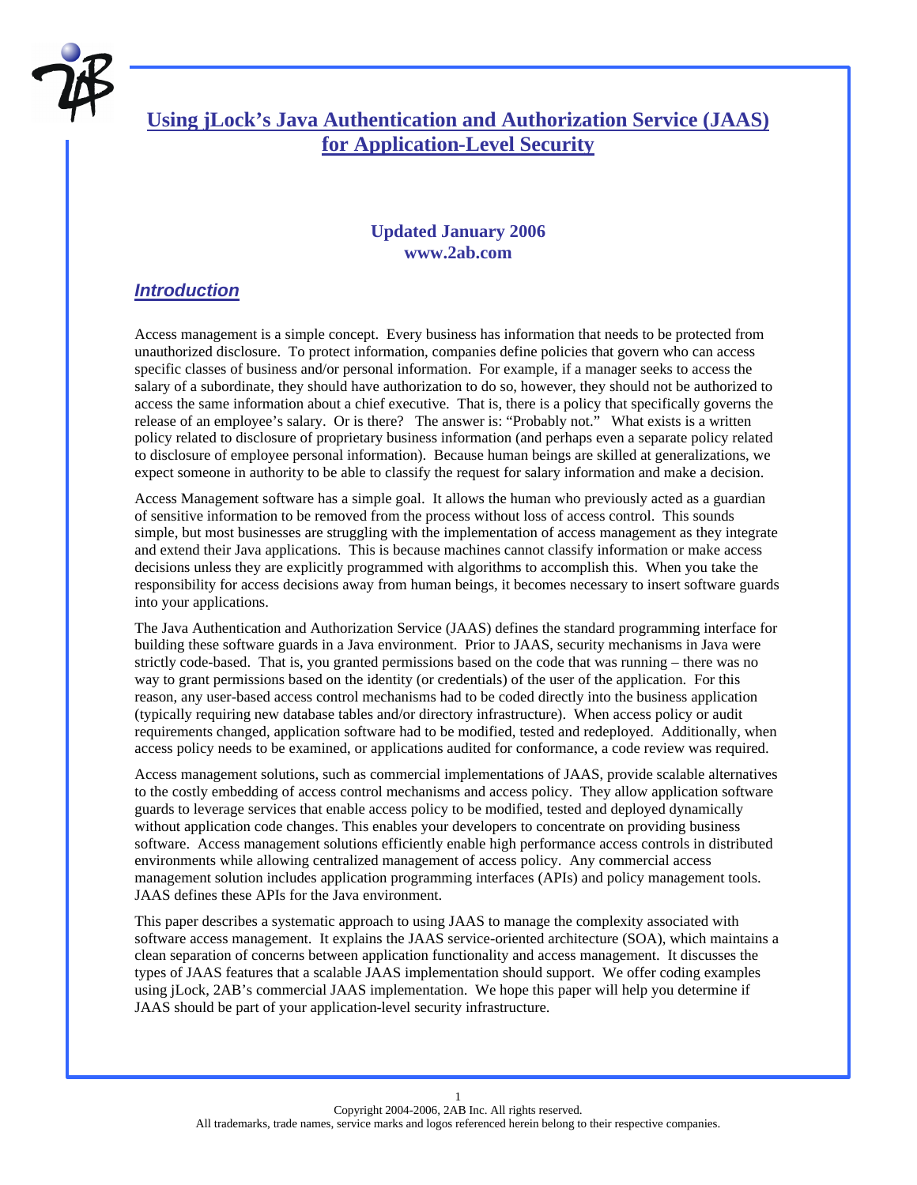# Using jLock's Java Authentication and Authorization Service (JAAS) for Application-Level Security

**Updated January 2006**
**www.2ab.com**

## *Introduction*

Access management is a simple concept. Every business has information that needs to be protected from unauthorized disclosure. To protect information, companies define policies that govern who can access specific classes of business and/or personal information. For example, if a manager seeks to access the salary of a subordinate, they should have authorization to do so, however, they should not be authorized to access the same information about a chief executive. That is, there is a policy that specifically governs the release of an employee's salary. Or is there? The answer is: "Probably not." What exists is a written policy related to disclosure of proprietary business information (and perhaps even a separate policy related to disclosure of employee personal information). Because human beings are skilled at generalizations, we expect someone in authority to be able to classify the request for salary information and make a decision.

Access Management software has a simple goal. It allows the human who previously acted as a guardian of sensitive information to be removed from the process without loss of access control. This sounds simple, but most businesses are struggling with the implementation of access management as they integrate and extend their Java applications. This is because machines cannot classify information or make access decisions unless they are explicitly programmed with algorithms to accomplish this. When you take the responsibility for access decisions away from human beings, it becomes necessary to insert software guards into your applications.

The Java Authentication and Authorization Service (JAAS) defines the standard programming interface for building these software guards in a Java environment. Prior to JAAS, security mechanisms in Java were strictly code-based. That is, you granted permissions based on the code that was running – there was no way to grant permissions based on the identity (or credentials) of the user of the application. For this reason, any user-based access control mechanisms had to be coded directly into the business application (typically requiring new database tables and/or directory infrastructure). When access policy or audit requirements changed, application software had to be modified, tested and redeployed. Additionally, when access policy needs to be examined, or applications audited for conformance, a code review was required.

Access management solutions, such as commercial implementations of JAAS, provide scalable alternatives to the costly embedding of access control mechanisms and access policy. They allow application software guards to leverage services that enable access policy to be modified, tested and deployed dynamically without application code changes. This enables your developers to concentrate on providing business software. Access management solutions efficiently enable high performance access controls in distributed environments while allowing centralized management of access policy. Any commercial access management solution includes application programming interfaces (APIs) and policy management tools. JAAS defines these APIs for the Java environment.

This paper describes a systematic approach to using JAAS to manage the complexity associated with software access management. It explains the JAAS service-oriented architecture (SOA), which maintains a clean separation of concerns between application functionality and access management. It discusses the types of JAAS features that a scalable JAAS implementation should support. We offer coding examples using jLock, 2AB's commercial JAAS implementation. We hope this paper will help you determine if JAAS should be part of your application-level security infrastructure.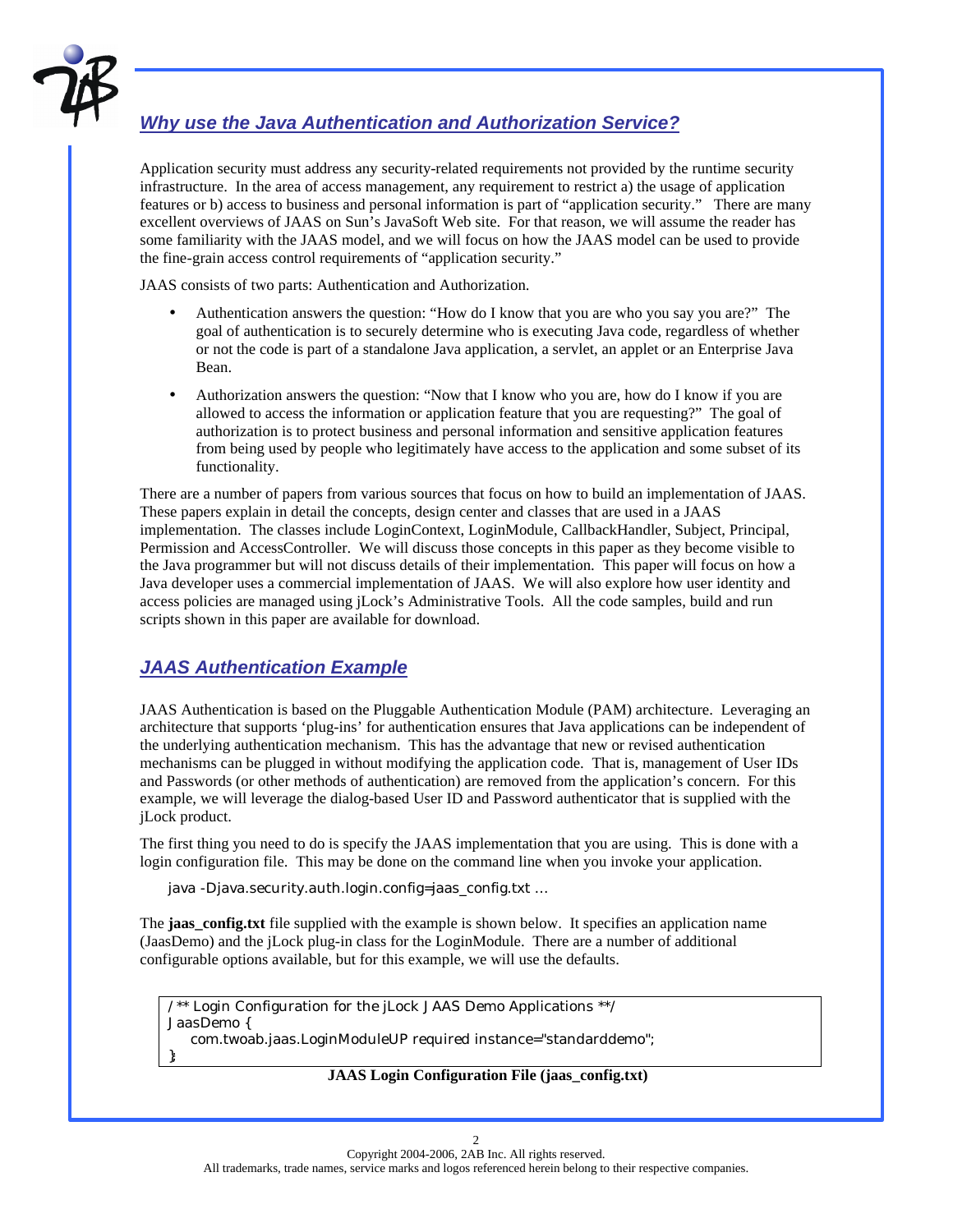## *Why use the Java Authentication and Authorization Service?*

Application security must address any security-related requirements not provided by the runtime security infrastructure. In the area of access management, any requirement to restrict a) the usage of application features or b) access to business and personal information is part of "application security." There are many excellent overviews of JAAS on Sun's JavaSoft Web site. For that reason, we will assume the reader has some familiarity with the JAAS model, and we will focus on how the JAAS model can be used to provide the fine-grain access control requirements of "application security."

JAAS consists of two parts: Authentication and Authorization.

- Authentication answers the question: "How do I know that you are who you say you are?" The goal of authentication is to securely determine who is executing Java code, regardless of whether or not the code is part of a standalone Java application, a servlet, an applet or an Enterprise Java Bean.
- Authorization answers the question: "Now that I know who you are, how do I know if you are allowed to access the information or application feature that you are requesting?" The goal of authorization is to protect business and personal information and sensitive application features from being used by people who legitimately have access to the application and some subset of its functionality.

There are a number of papers from various sources that focus on how to build an implementation of JAAS. These papers explain in detail the concepts, design center and classes that are used in a JAAS implementation. The classes include LoginContext, LoginModule, CallbackHandler, Subject, Principal, Permission and AccessController. We will discuss those concepts in this paper as they become visible to the Java programmer but will not discuss details of their implementation. This paper will focus on how a Java developer uses a commercial implementation of JAAS. We will also explore how user identity and access policies are managed using jLock's Administrative Tools. All the code samples, build and run scripts shown in this paper are available for download.

## *JAAS Authentication Example*

JAAS Authentication is based on the Pluggable Authentication Module (PAM) architecture. Leveraging an architecture that supports 'plug-ins' for authentication ensures that Java applications can be independent of the underlying authentication mechanism. This has the advantage that new or revised authentication mechanisms can be plugged in without modifying the application code. That is, management of User IDs and Passwords (or other methods of authentication) are removed from the application's concern. For this example, we will leverage the dialog-based User ID and Password authenticator that is supplied with the jLock product.

The first thing you need to do is specify the JAAS implementation that you are using. This is done with a login configuration file. This may be done on the command line when you invoke your application.

```
java -Djava.security.auth.login.config=jaas_config.txt …
```

The **jaas_config.txt** file supplied with the example is shown below. It specifies an application name (JaasDemo) and the jLock plug-in class for the LoginModule. There are a number of additional configurable options available, but for this example, we will use the defaults.

```
/** Login Configuration for the jLock JAAS Demo Applications **/
JaasDemo {
   com.twoab.jaas.LoginModuleUP required instance="standarddemo";
};
```

**JAAS Login Configuration File (jaas_config.txt)**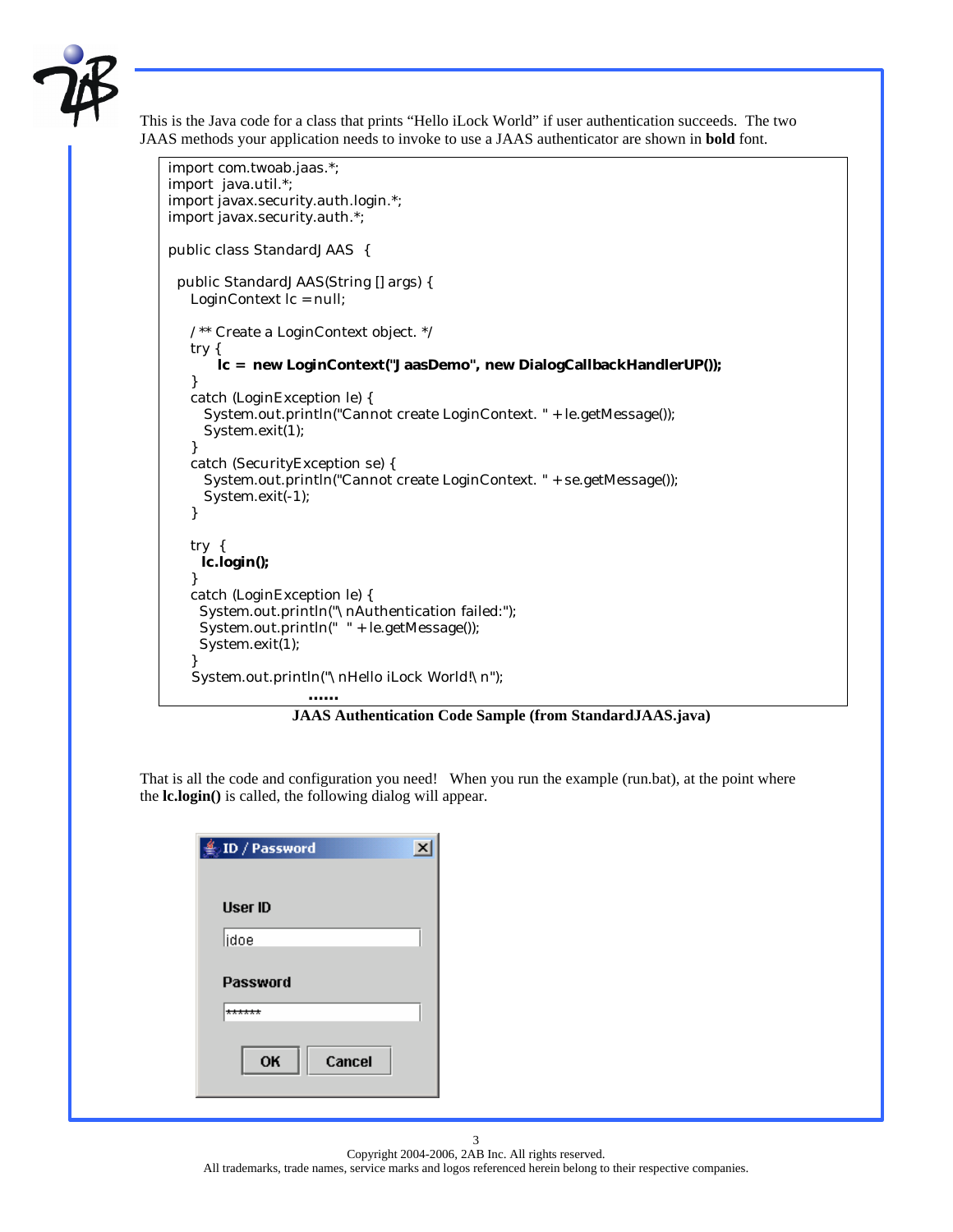This is the Java code for a class that prints "Hello iLock World" if user authentication succeeds. The two JAAS methods your application needs to invoke to use a JAAS authenticator are shown in **bold** font.

```
import com.twoab.jaas.*;
import  java.util.*;
import javax.security.auth.login.*;
import javax.security.auth.*;

public class StandardJAAS  {

  public StandardJAAS(String [] args) {
     LoginContext lc = null;

     /** Create a LoginContext object. */
     try {
          lc =  new LoginContext("JaasDemo", new DialogCallbackHandlerUP());
     }
     catch (LoginException le) {
        System.out.println("Cannot create LoginContext. " + le.getMessage());
        System.exit(1);
     }
     catch (SecurityException se) {
        System.out.println("Cannot create LoginContext. " + se.getMessage());
        System.exit(-1);
     }

     try  {
       lc.login();
     }
     catch (LoginException le) {
       System.out.println("\nAuthentication failed:");
       System.out.println("  " + le.getMessage());
       System.exit(1);
     }
     System.out.println("\nHello iLock World!\n");
                         ......
```

**JAAS Authentication Code Sample (from StandardJAAS.java)**

That is all the code and configuration you need! When you run the example (run.bat), at the point where the **lc.login()** is called, the following dialog will appear.

ID / Password

User ID

jdoe

Password

******

OK    Cancel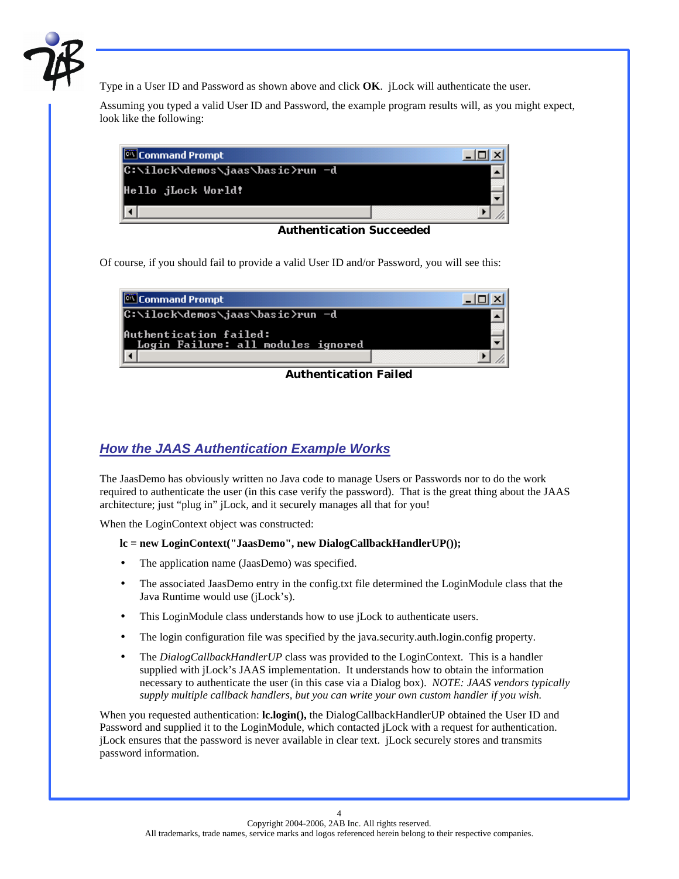Type in a User ID and Password as shown above and click **OK**. jLock will authenticate the user.

Assuming you typed a valid User ID and Password, the example program results will, as you might expect, look like the following:

```
C:\ilock\demos\jaas\basic>run -d

Hello jLock World!
```

**Authentication Succeeded**

Of course, if you should fail to provide a valid User ID and/or Password, you will see this:

```
C:\ilock\demos\jaas\basic>run -d

Authentication failed:
  Login Failure: all modules ignored
```

**Authentication Failed**

## How the JAAS Authentication Example Works

The JaasDemo has obviously written no Java code to manage Users or Passwords nor to do the work required to authenticate the user (in this case verify the password). That is the great thing about the JAAS architecture; just "plug in" jLock, and it securely manages all that for you!

When the LoginContext object was constructed:

**lc = new LoginContext("JaasDemo", new DialogCallbackHandlerUP());**

- The application name (JaasDemo) was specified.
- The associated JaasDemo entry in the config.txt file determined the LoginModule class that the Java Runtime would use (jLock's).
- This LoginModule class understands how to use jLock to authenticate users.
- The login configuration file was specified by the java.security.auth.login.config property.
- The *DialogCallbackHandlerUP* class was provided to the LoginContext. This is a handler supplied with jLock's JAAS implementation. It understands how to obtain the information necessary to authenticate the user (in this case via a Dialog box). *NOTE: JAAS vendors typically supply multiple callback handlers, but you can write your own custom handler if you wish.*

When you requested authentication: **lc.login(),** the DialogCallbackHandlerUP obtained the User ID and Password and supplied it to the LoginModule, which contacted jLock with a request for authentication. jLock ensures that the password is never available in clear text. jLock securely stores and transmits password information.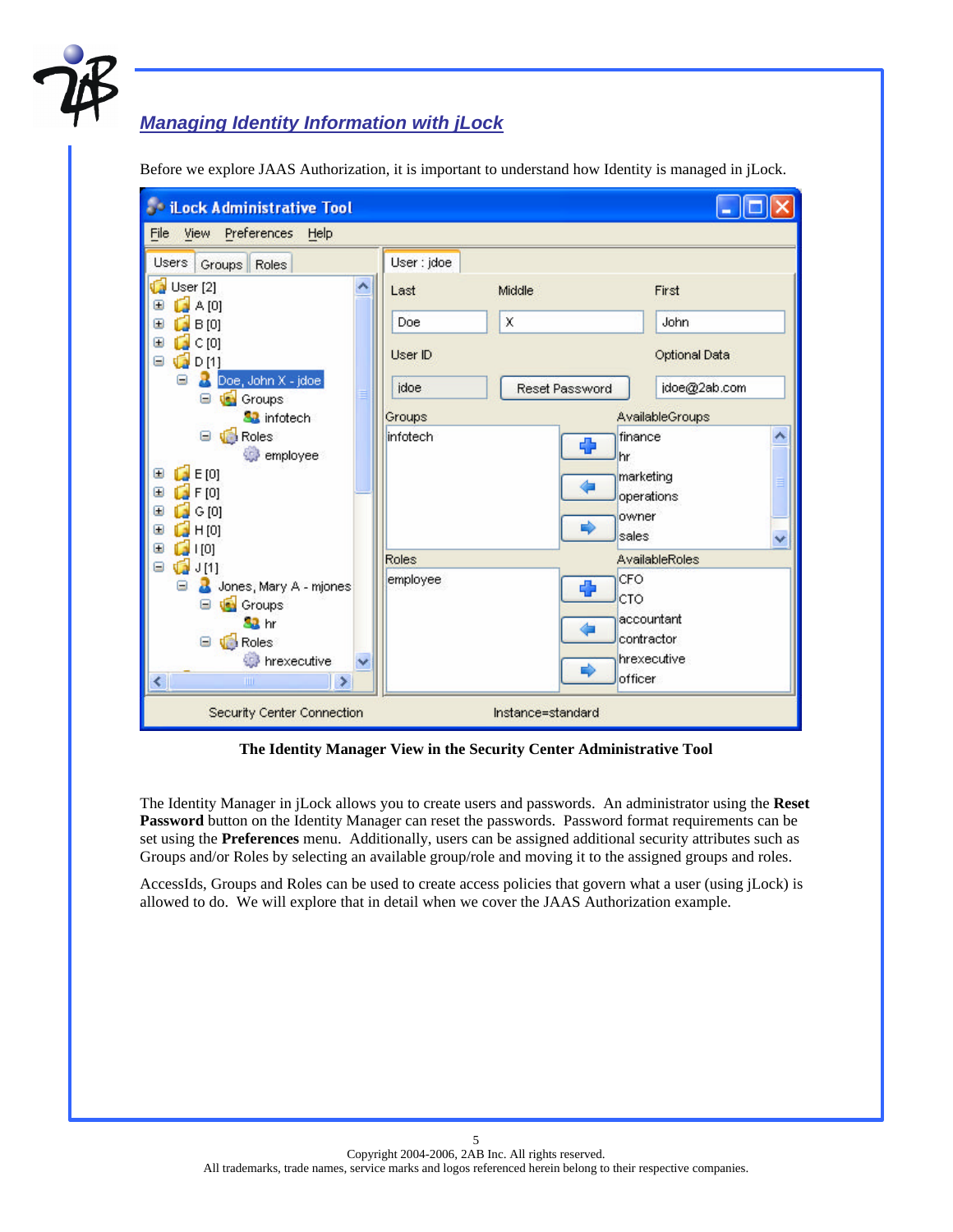## *Managing Identity Information with jLock*

Before we explore JAAS Authorization, it is important to understand how Identity is managed in jLock.

**The Identity Manager View in the Security Center Administrative Tool**

The Identity Manager in jLock allows you to create users and passwords. An administrator using the **Reset Password** button on the Identity Manager can reset the passwords. Password format requirements can be set using the **Preferences** menu. Additionally, users can be assigned additional security attributes such as Groups and/or Roles by selecting an available group/role and moving it to the assigned groups and roles.

AccessIds, Groups and Roles can be used to create access policies that govern what a user (using jLock) is allowed to do. We will explore that in detail when we cover the JAAS Authorization example.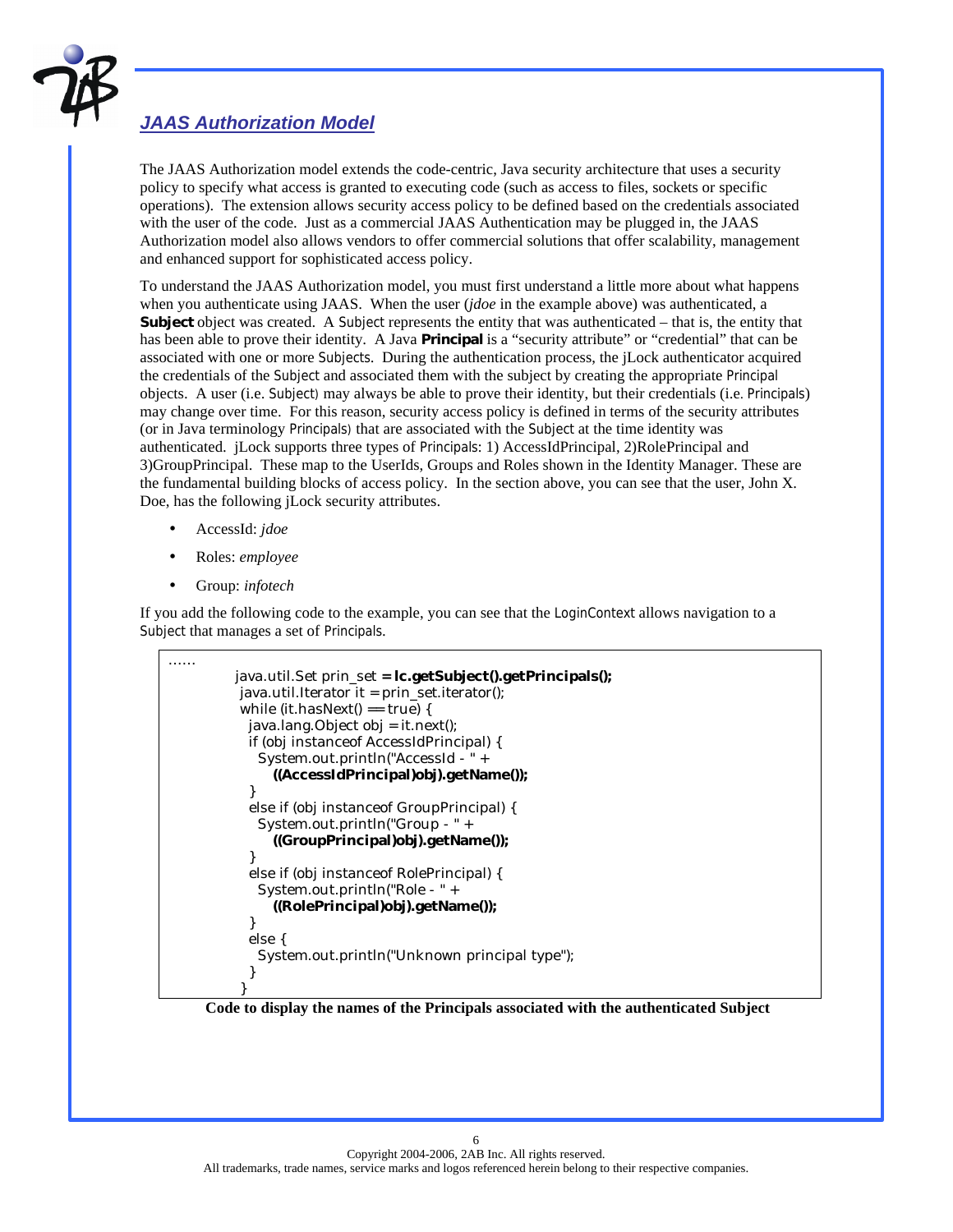## *JAAS Authorization Model*

The JAAS Authorization model extends the code-centric, Java security architecture that uses a security policy to specify what access is granted to executing code (such as access to files, sockets or specific operations). The extension allows security access policy to be defined based on the credentials associated with the user of the code. Just as a commercial JAAS Authentication may be plugged in, the JAAS Authorization model also allows vendors to offer commercial solutions that offer scalability, management and enhanced support for sophisticated access policy.

To understand the JAAS Authorization model, you must first understand a little more about what happens when you authenticate using JAAS. When the user (*jdoe* in the example above) was authenticated, a **Subject** object was created. A Subject represents the entity that was authenticated – that is, the entity that has been able to prove their identity. A Java **Principal** is a "security attribute" or "credential" that can be associated with one or more Subjects. During the authentication process, the jLock authenticator acquired the credentials of the Subject and associated them with the subject by creating the appropriate Principal objects. A user (i.e. Subject) may always be able to prove their identity, but their credentials (i.e. Principals) may change over time. For this reason, security access policy is defined in terms of the security attributes (or in Java terminology Principals) that are associated with the Subject at the time identity was authenticated. jLock supports three types of Principals: 1) AccessIdPrincipal, 2)RolePrincipal and 3)GroupPrincipal. These map to the UserIds, Groups and Roles shown in the Identity Manager. These are the fundamental building blocks of access policy. In the section above, you can see that the user, John X. Doe, has the following jLock security attributes.

- AccessId: *jdoe*
- Roles: *employee*
- Group: *infotech*

If you add the following code to the example, you can see that the LoginContext allows navigation to a Subject that manages a set of Principals.

```
......
        java.util.Set prin_set = lc.getSubject().getPrincipals();
         java.util.Iterator it = prin_set.iterator();
         while (it.hasNext() == true) {
           java.lang.Object obj = it.next();
           if (obj instanceof AccessIdPrincipal) {
             System.out.println("AccessId - " +
                ((AccessIdPrincipal)obj).getName());
           }
           else if (obj instanceof GroupPrincipal) {
             System.out.println("Group - " +
                ((GroupPrincipal)obj).getName());
           }
           else if (obj instanceof RolePrincipal) {
             System.out.println("Role - " +
                ((RolePrincipal)obj).getName());
           }
           else {
             System.out.println("Unknown principal type");
           }
         }
```

**Code to display the names of the Principals associated with the authenticated Subject**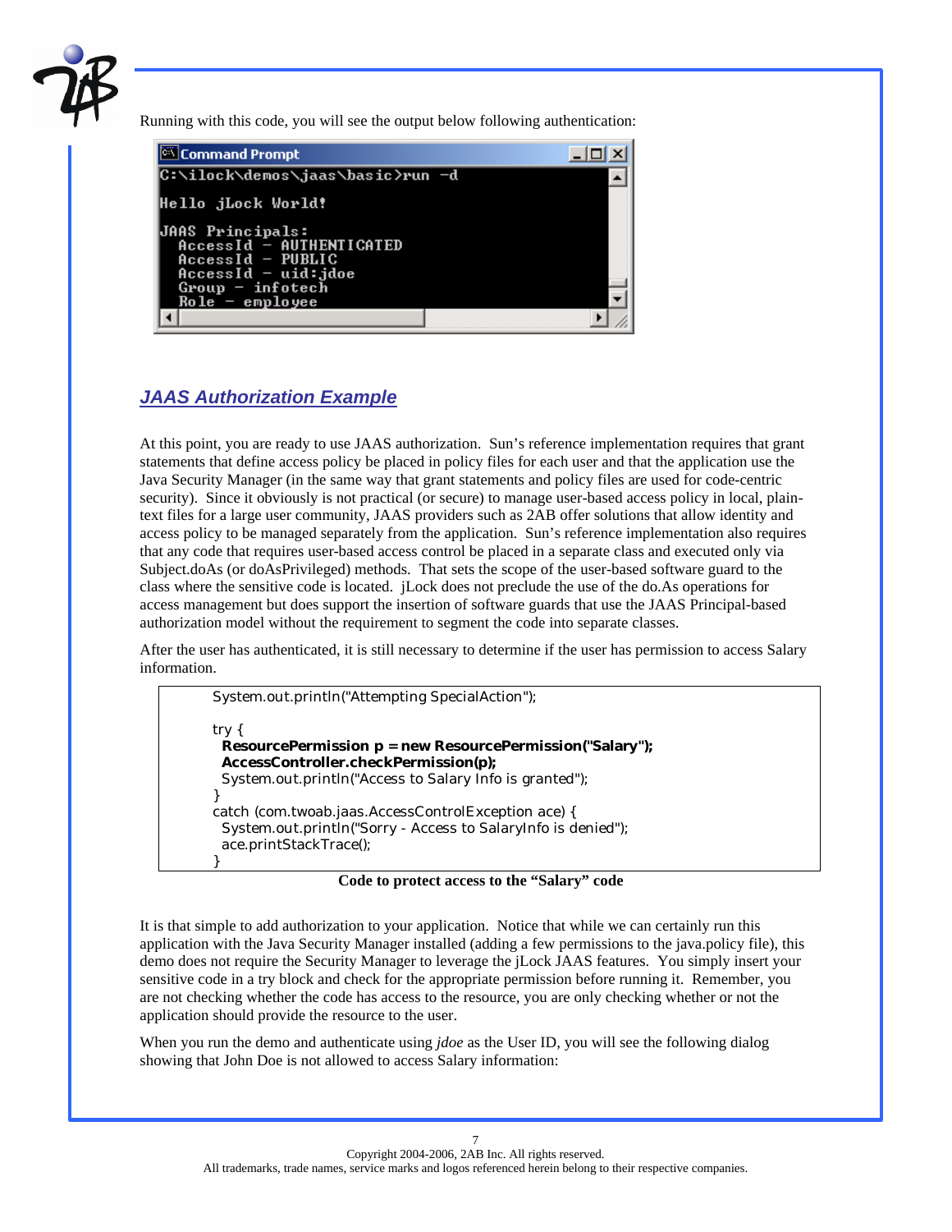Running with this code, you will see the output below following authentication:

```
C:\ilock\demos\jaas\basic>run -d

Hello jLock World!

JAAS Principals:
   AccessId - AUTHENTICATED
   AccessId - PUBLIC
   AccessId - uid:jdoe
   Group - infotech
   Role - employee
```

## *JAAS Authorization Example*

At this point, you are ready to use JAAS authorization. Sun's reference implementation requires that grant statements that define access policy be placed in policy files for each user and that the application use the Java Security Manager (in the same way that grant statements and policy files are used for code-centric security). Since it obviously is not practical (or secure) to manage user-based access policy in local, plain-text files for a large user community, JAAS providers such as 2AB offer solutions that allow identity and access policy to be managed separately from the application. Sun's reference implementation also requires that any code that requires user-based access control be placed in a separate class and executed only via Subject.doAs (or doAsPrivileged) methods. That sets the scope of the user-based software guard to the class where the sensitive code is located. jLock does not preclude the use of the do.As operations for access management but does support the insertion of software guards that use the JAAS Principal-based authorization model without the requirement to segment the code into separate classes.

After the user has authenticated, it is still necessary to determine if the user has permission to access Salary information.

```
System.out.println("Attempting SpecialAction");

try {
  ResourcePermission p = new ResourcePermission("Salary");
  AccessController.checkPermission(p);
  System.out.println("Access to Salary Info is granted");
}
catch (com.twoab.jaas.AccessControlException ace) {
  System.out.println("Sorry - Access to SalaryInfo is denied");
  ace.printStackTrace();
}
```

**Code to protect access to the "Salary" code**

It is that simple to add authorization to your application. Notice that while we can certainly run this application with the Java Security Manager installed (adding a few permissions to the java.policy file), this demo does not require the Security Manager to leverage the jLock JAAS features. You simply insert your sensitive code in a try block and check for the appropriate permission before running it. Remember, you are not checking whether the code has access to the resource, you are only checking whether or not the application should provide the resource to the user.

When you run the demo and authenticate using *jdoe* as the User ID, you will see the following dialog showing that John Doe is not allowed to access Salary information: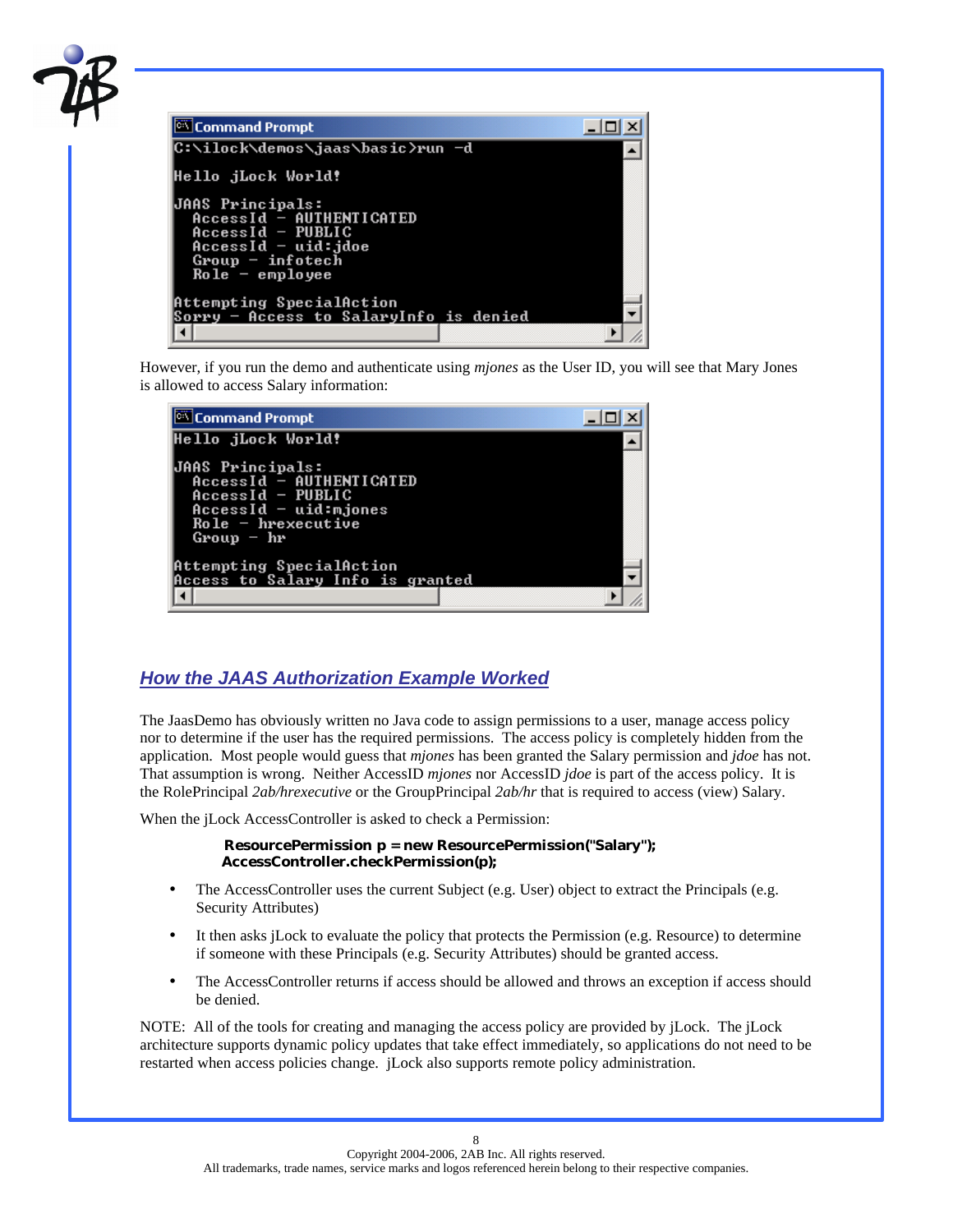```
C:\ilock\demos\jaas\basic>run -d

Hello jLock World!

JAAS Principals:
    AccessId - AUTHENTICATED
    AccessId - PUBLIC
    AccessId - uid:jdoe
    Group - infotech
    Role - employee

Attempting SpecialAction
Sorry - Access to SalaryInfo is denied
```

However, if you run the demo and authenticate using *mjones* as the User ID, you will see that Mary Jones is allowed to access Salary information:

```
Hello jLock World!

JAAS Principals:
    AccessId - AUTHENTICATED
    AccessId - PUBLIC
    AccessId - uid:mjones
    Role - hrexecutive
    Group - hr

Attempting SpecialAction
Access to Salary Info is granted
```

## How the JAAS Authorization Example Worked

The JaasDemo has obviously written no Java code to assign permissions to a user, manage access policy nor to determine if the user has the required permissions. The access policy is completely hidden from the application. Most people would guess that *mjones* has been granted the Salary permission and *jdoe* has not. That assumption is wrong. Neither AccessID *mjones* nor AccessID *jdoe* is part of the access policy. It is the RolePrincipal *2ab/hrexecutive* or the GroupPrincipal *2ab/hr* that is required to access (view) Salary.

When the jLock AccessController is asked to check a Permission:

```
ResourcePermission p = new ResourcePermission("Salary");
AccessController.checkPermission(p);
```

- The AccessController uses the current Subject (e.g. User) object to extract the Principals (e.g. Security Attributes)
- It then asks jLock to evaluate the policy that protects the Permission (e.g. Resource) to determine if someone with these Principals (e.g. Security Attributes) should be granted access.
- The AccessController returns if access should be allowed and throws an exception if access should be denied.

NOTE: All of the tools for creating and managing the access policy are provided by jLock. The jLock architecture supports dynamic policy updates that take effect immediately, so applications do not need to be restarted when access policies change. jLock also supports remote policy administration.

Copyright 2004-2006, 2AB Inc. All rights reserved.
All trademarks, trade names, service marks and logos referenced herein belong to their respective companies.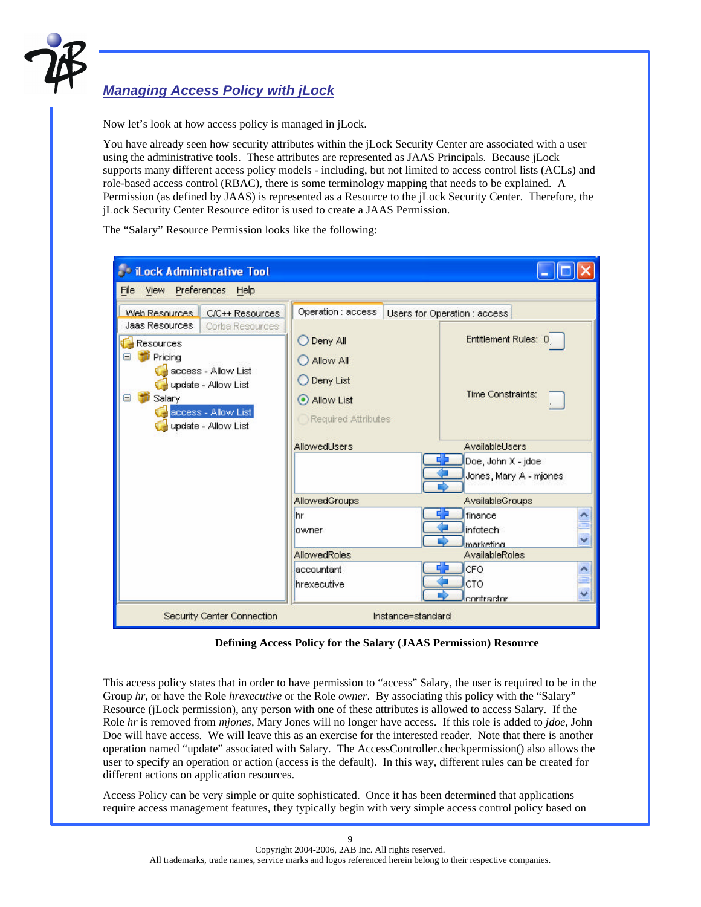## *Managing Access Policy with jLock*

Now let's look at how access policy is managed in jLock.

You have already seen how security attributes within the jLock Security Center are associated with a user using the administrative tools. These attributes are represented as JAAS Principals. Because jLock supports many different access policy models - including, but not limited to access control lists (ACLs) and role-based access control (RBAC), there is some terminology mapping that needs to be explained. A Permission (as defined by JAAS) is represented as a Resource to the jLock Security Center. Therefore, the jLock Security Center Resource editor is used to create a JAAS Permission.

The "Salary" Resource Permission looks like the following:

**Defining Access Policy for the Salary (JAAS Permission) Resource**

This access policy states that in order to have permission to "access" Salary, the user is required to be in the Group *hr*, or have the Role *hrexecutive* or the Role *owner*. By associating this policy with the "Salary" Resource (jLock permission), any person with one of these attributes is allowed to access Salary. If the Role *hr* is removed from *mjones*, Mary Jones will no longer have access. If this role is added to *jdoe*, John Doe will have access. We will leave this as an exercise for the interested reader. Note that there is another operation named "update" associated with Salary. The AccessController.checkpermission() also allows the user to specify an operation or action (access is the default). In this way, different rules can be created for different actions on application resources.

Access Policy can be very simple or quite sophisticated. Once it has been determined that applications require access management features, they typically begin with very simple access control policy based on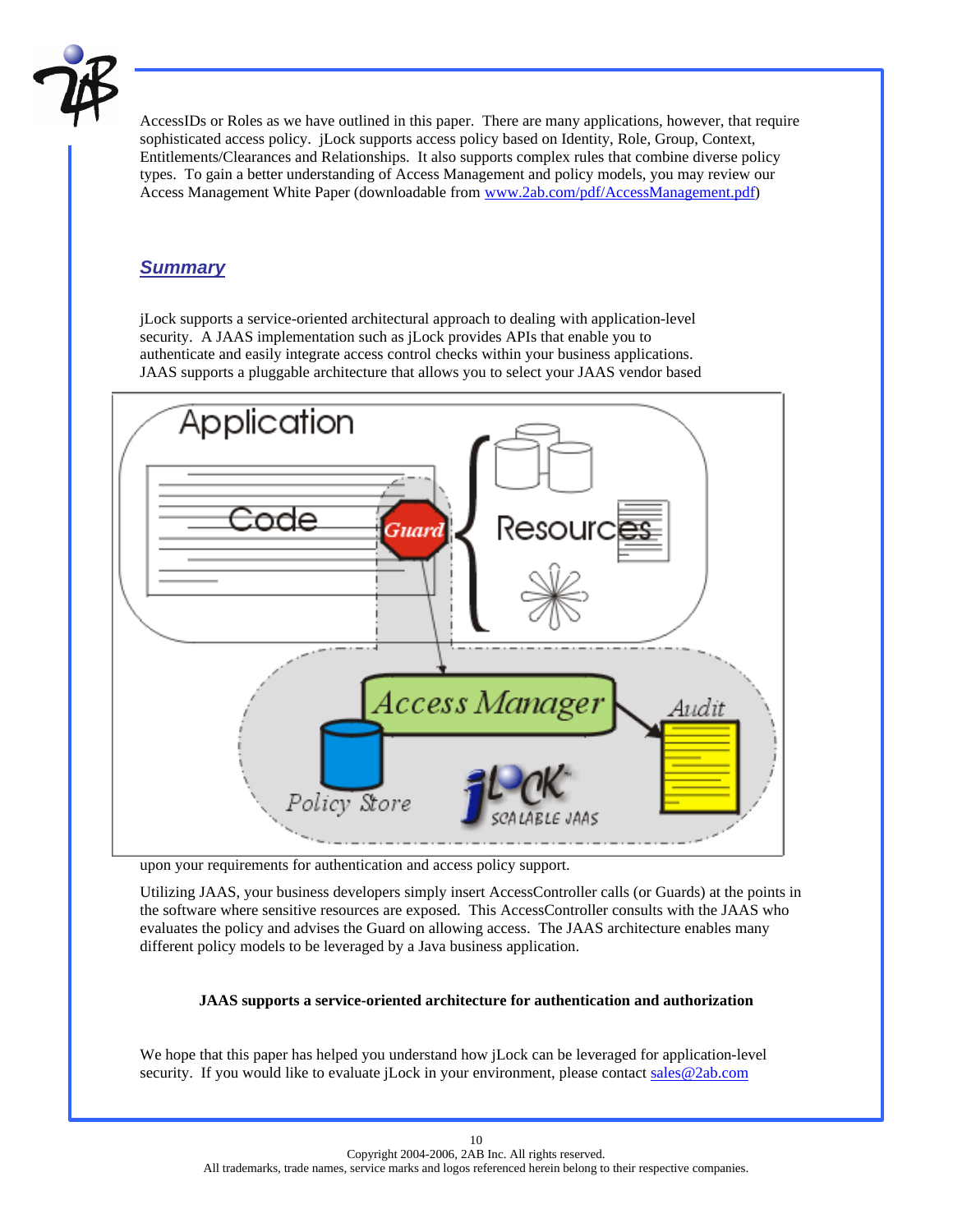AccessIDs or Roles as we have outlined in this paper. There are many applications, however, that require sophisticated access policy. jLock supports access policy based on Identity, Role, Group, Context, Entitlements/Clearances and Relationships. It also supports complex rules that combine diverse policy types. To gain a better understanding of Access Management and policy models, you may review our Access Management White Paper (downloadable from [www.2ab.com/pdf/AccessManagement.pdf](www.2ab.com/pdf/AccessManagement.pdf))

## Summary

jLock supports a service-oriented architectural approach to dealing with application-level security. A JAAS implementation such as jLock provides APIs that enable you to authenticate and easily integrate access control checks within your business applications. JAAS supports a pluggable architecture that allows you to select your JAAS vendor based upon your requirements for authentication and access policy support.

Application
Code
Guard
Resources
Access Manager
Audit
Policy Store
jLock SCALABLE JAAS

Utilizing JAAS, your business developers simply insert AccessController calls (or Guards) at the points in the software where sensitive resources are exposed. This AccessController consults with the JAAS who evaluates the policy and advises the Guard on allowing access. The JAAS architecture enables many different policy models to be leveraged by a Java business application.

**JAAS supports a service-oriented architecture for authentication and authorization**

We hope that this paper has helped you understand how jLock can be leveraged for application-level security. If you would like to evaluate jLock in your environment, please contact [sales@2ab.com](mailto:sales@2ab.com)